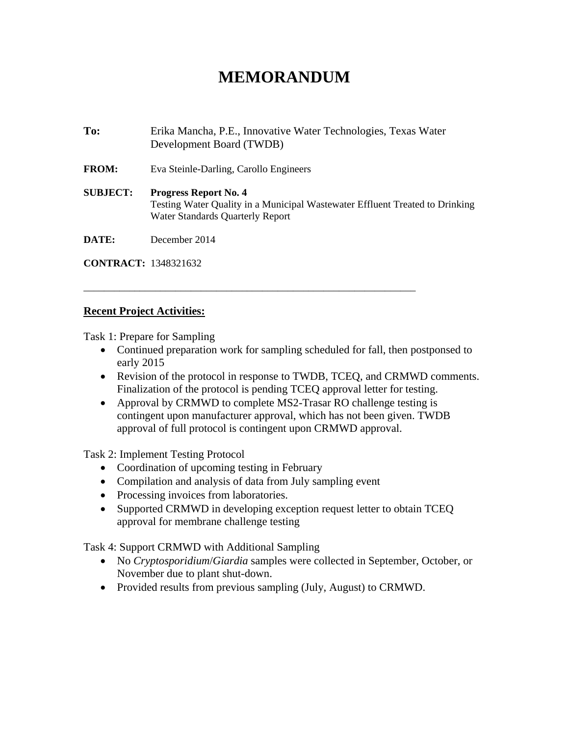# MEMORANDUM

**To:** Erika Mancha, P.E., Innovative Water Technologies, Texas Water Development Board (TWDB)

**FROM:** Eva Steinle-Darling, Carollo Engineers

**SUBJECT:** **Progress Report No. 4**
Testing Water Quality in a Municipal Wastewater Effluent Treated to Drinking Water Standards Quarterly Report

**DATE:** December 2014

**CONTRACT:** 1348321632

---

**Recent Project Activities:**

Task 1: Prepare for Sampling

- Continued preparation work for sampling scheduled for fall, then postponsed to early 2015
- Revision of the protocol in response to TWDB, TCEQ, and CRMWD comments. Finalization of the protocol is pending TCEQ approval letter for testing.
- Approval by CRMWD to complete MS2-Trasar RO challenge testing is contingent upon manufacturer approval, which has not been given. TWDB approval of full protocol is contingent upon CRMWD approval.

Task 2: Implement Testing Protocol

- Coordination of upcoming testing in February
- Compilation and analysis of data from July sampling event
- Processing invoices from laboratories.
- Supported CRMWD in developing exception request letter to obtain TCEQ approval for membrane challenge testing

Task 4: Support CRMWD with Additional Sampling

- No *Cryptosporidium*/*Giardia* samples were collected in September, October, or November due to plant shut-down.
- Provided results from previous sampling (July, August) to CRMWD.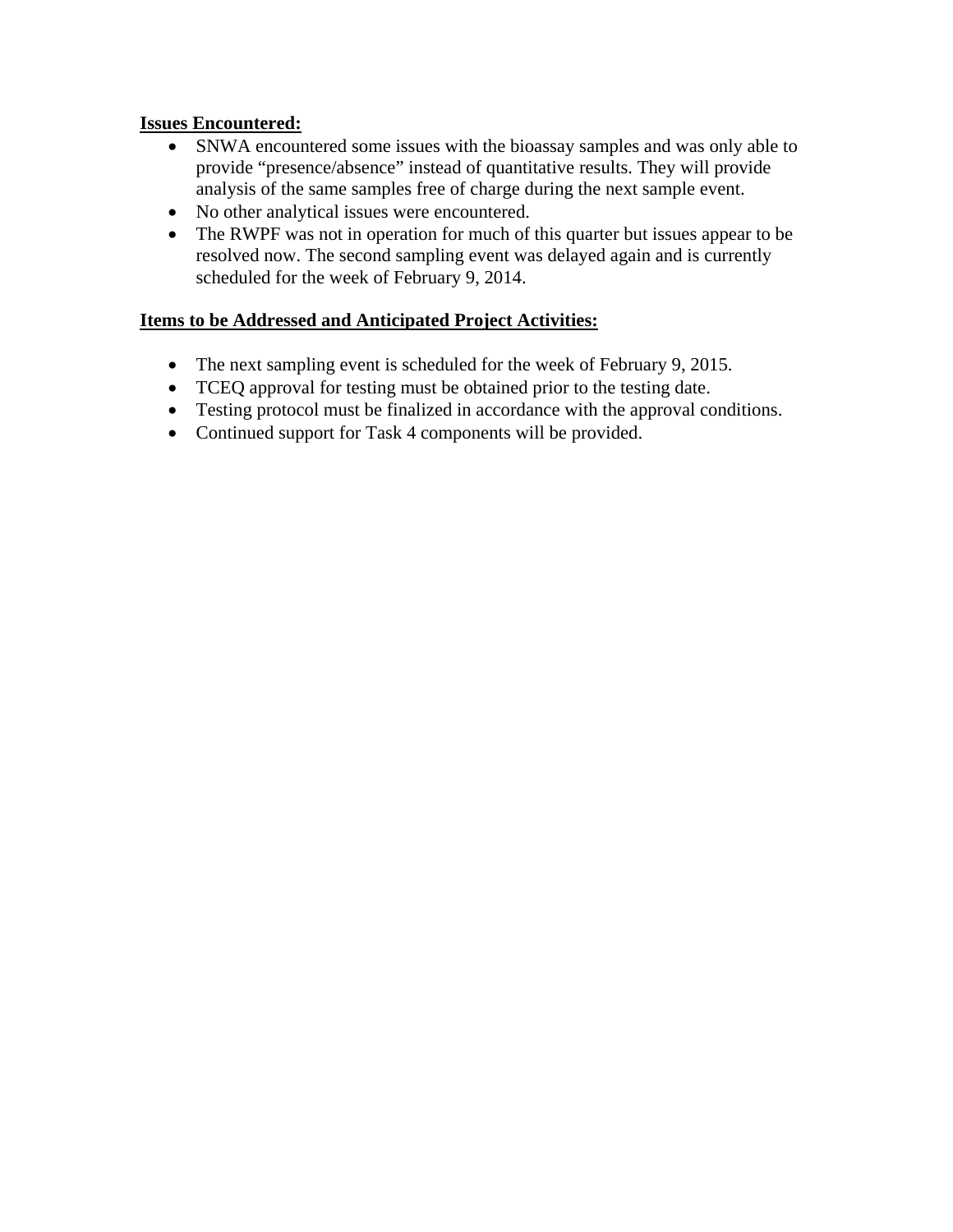**Issues Encountered:**

- SNWA encountered some issues with the bioassay samples and was only able to provide "presence/absence" instead of quantitative results. They will provide analysis of the same samples free of charge during the next sample event.
- No other analytical issues were encountered.
- The RWPF was not in operation for much of this quarter but issues appear to be resolved now. The second sampling event was delayed again and is currently scheduled for the week of February 9, 2014.

**Items to be Addressed and Anticipated Project Activities:**

- The next sampling event is scheduled for the week of February 9, 2015.
- TCEQ approval for testing must be obtained prior to the testing date.
- Testing protocol must be finalized in accordance with the approval conditions.
- Continued support for Task 4 components will be provided.